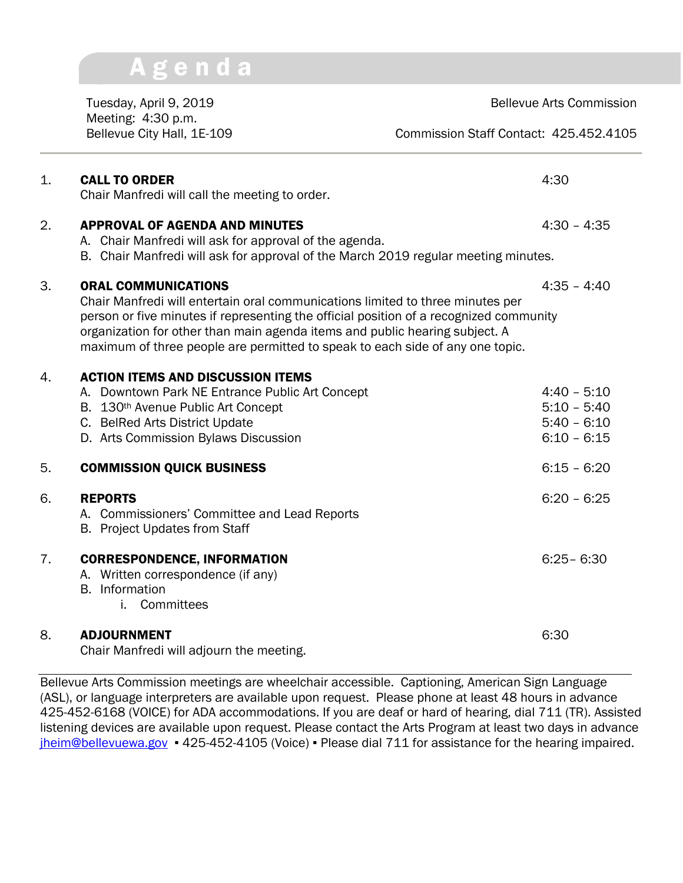# Agenda

Tuesday, April 9, 2019
Meeting: 4:30 p.m.
Bellevue City Hall, 1E-109

Bellevue Arts Commission

Commission Staff Contact: 425.452.4105

---

1. **CALL TO ORDER** — 4:30
   Chair Manfredi will call the meeting to order.

2. **APPROVAL OF AGENDA AND MINUTES** — 4:30 – 4:35
   A. Chair Manfredi will ask for approval of the agenda.
   B. Chair Manfredi will ask for approval of the March 2019 regular meeting minutes.

3. **ORAL COMMUNICATIONS** — 4:35 – 4:40
   Chair Manfredi will entertain oral communications limited to three minutes per person or five minutes if representing the official position of a recognized community organization for other than main agenda items and public hearing subject. A maximum of three people are permitted to speak to each side of any one topic.

4. **ACTION ITEMS AND DISCUSSION ITEMS**
   A. Downtown Park NE Entrance Public Art Concept — 4:40 – 5:10
   B. 130th Avenue Public Art Concept — 5:10 – 5:40
   C. BelRed Arts District Update — 5:40 – 6:10
   D. Arts Commission Bylaws Discussion — 6:10 – 6:15

5. **COMMISSION QUICK BUSINESS** — 6:15 – 6:20

6. **REPORTS** — 6:20 – 6:25
   A. Commissioners' Committee and Lead Reports
   B. Project Updates from Staff

7. **CORRESPONDENCE, INFORMATION** — 6:25– 6:30
   A. Written correspondence (if any)
   B. Information
      i. Committees

8. **ADJOURNMENT** — 6:30
   Chair Manfredi will adjourn the meeting.

---

Bellevue Arts Commission meetings are wheelchair accessible. Captioning, American Sign Language (ASL), or language interpreters are available upon request. Please phone at least 48 hours in advance 425-452-6168 (VOICE) for ADA accommodations. If you are deaf or hard of hearing, dial 711 (TR). Assisted listening devices are available upon request. Please contact the Arts Program at least two days in advance jheim@bellevuewa.gov ▪ 425-452-4105 (Voice) ▪ Please dial 711 for assistance for the hearing impaired.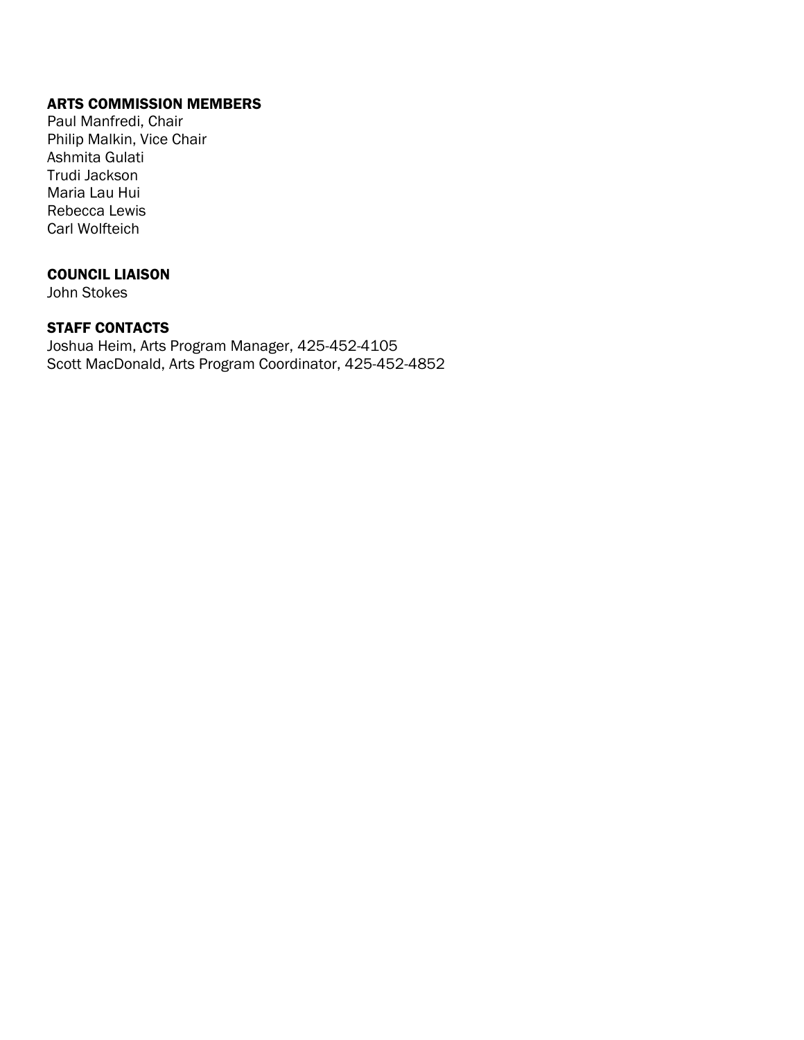## ARTS COMMISSION MEMBERS

Paul Manfredi, Chair
Philip Malkin, Vice Chair
Ashmita Gulati
Trudi Jackson
Maria Lau Hui
Rebecca Lewis
Carl Wolfteich

## COUNCIL LIAISON

John Stokes

## STAFF CONTACTS

Joshua Heim, Arts Program Manager, 425-452-4105
Scott MacDonald, Arts Program Coordinator, 425-452-4852